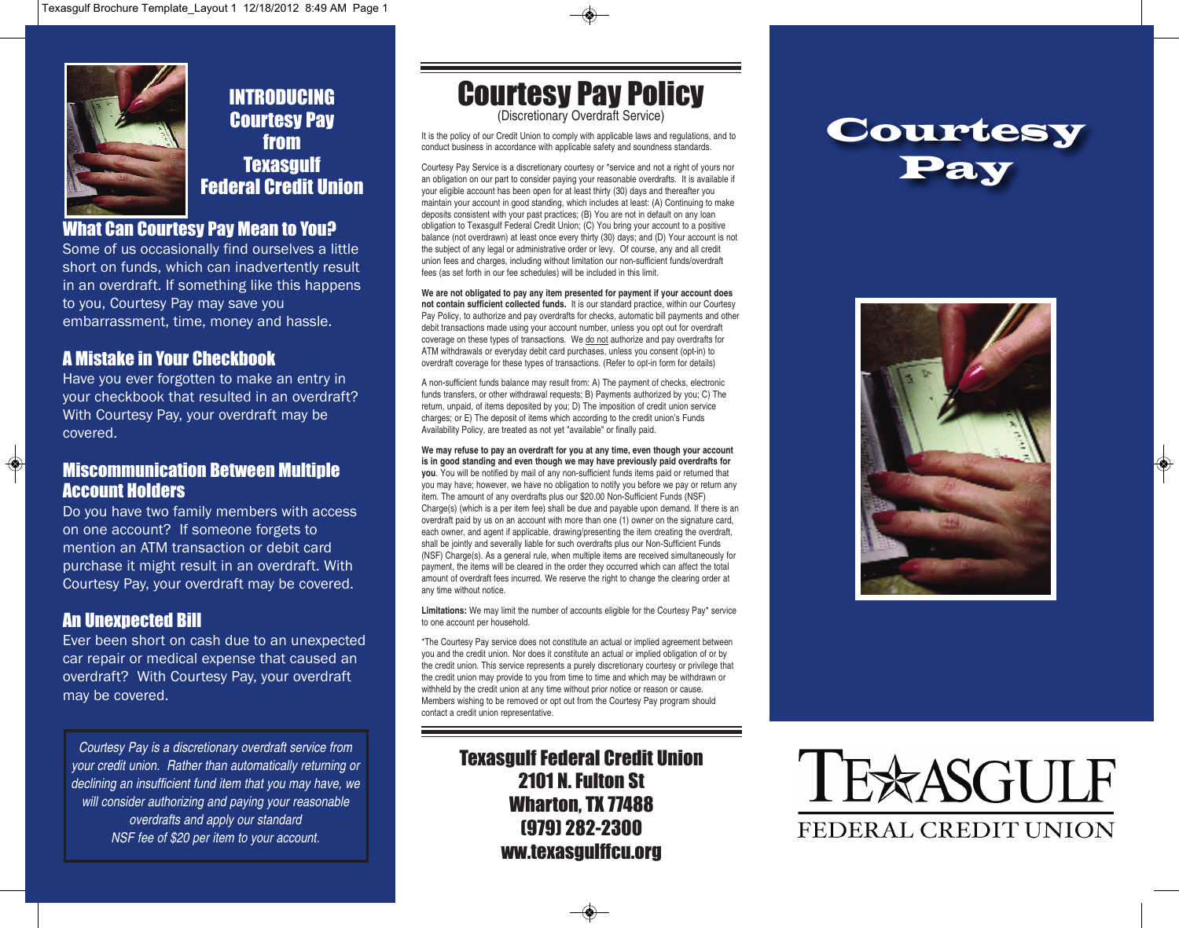# INTRODUCING Courtesy Pay from Texasgulf Federal Credit Union

## What Can Courtesy Pay Mean to You?

Some of us occasionally find ourselves a little short on funds, which can inadvertently result in an overdraft. If something like this happens to you, Courtesy Pay may save you embarrassment, time, money and hassle.

## A Mistake in Your Checkbook

Have you ever forgotten to make an entry in your checkbook that resulted in an overdraft? With Courtesy Pay, your overdraft may be covered.

## Miscommunication Between Multiple Account Holders

Do you have two family members with access on one account? If someone forgets to mention an ATM transaction or debit card purchase it might result in an overdraft. With Courtesy Pay, your overdraft may be covered.

## An Unexpected Bill

Ever been short on cash due to an unexpected car repair or medical expense that caused an overdraft? With Courtesy Pay, your overdraft may be covered.

*Courtesy Pay is a discretionary overdraft service from your credit union. Rather than automatically returning or declining an insufficient fund item that you may have, we will consider authorizing and paying your reasonable overdrafts and apply our standard NSF fee of $20 per item to your account.*

# Courtesy Pay Policy

(Discretionary Overdraft Service)

It is the policy of our Credit Union to comply with applicable laws and regulations, and to conduct business in accordance with applicable safety and soundness standards.

Courtesy Pay Service is a discretionary courtesy or *service and not a right of yours nor an obligation on our part to consider paying your reasonable overdrafts. It is available if your eligible account has been open for at least thirty (30) days and thereafter you maintain your account in good standing, which includes at least: (A) Continuing to make deposits consistent with your past practices; (B) You are not in default on any loan obligation to Texasgulf Federal Credit Union; (C) You bring your account to a positive balance (not overdrawn) at least once every thirty (30) days; and (D) Your account is not the subject of any legal or administrative order or levy. Of course, any and all credit union fees and charges, including without limitation our non-sufficient funds/overdraft fees (as set forth in our fee schedules) will be included in this limit.

**We are not obligated to pay any item presented for payment if your account does not contain sufficient collected funds.** It is our standard practice, within our Courtesy Pay Policy, to authorize and pay overdrafts for checks, automatic bill payments and other debit transactions made using your account number, unless you opt out for overdraft coverage on these types of transactions. We do not authorize and pay overdrafts for ATM withdrawals or everyday debit card purchases, unless you consent (opt-in) to overdraft coverage for these types of transactions. (Refer to opt-in form for details)

A non-sufficient funds balance may result from: A) The payment of checks, electronic funds transfers, or other withdrawal requests; B) Payments authorized by you; C) The return, unpaid, of items deposited by you; D) The imposition of credit union service charges; or E) The deposit of items which according to the credit union's Funds Availability Policy, are treated as not yet "available" or finally paid.

**We may refuse to pay an overdraft for you at any time, even though your account is in good standing and even though we may have previously paid overdrafts for you**. You will be notified by mail of any non-sufficient funds items paid or returned that you may have; however, we have no obligation to notify you before we pay or return any item. The amount of any overdrafts plus our $20.00 Non-Sufficient Funds (NSF) Charge(s) (which is a per item fee) shall be due and payable upon demand. If there is an overdraft paid by us on an account with more than one (1) owner on the signature card, each owner, and agent if applicable, drawing/presenting the item creating the overdraft, shall be jointly and severally liable for such overdrafts plus our Non-Sufficient Funds (NSF) Charge(s). As a general rule, when multiple items are received simultaneously for payment, the items will be cleared in the order they occurred which can affect the total amount of overdraft fees incurred. We reserve the right to change the clearing order at any time without notice.

**Limitations:** We may limit the number of accounts eligible for the Courtesy Pay* service to one account per household.

*The Courtesy Pay service does not constitute an actual or implied agreement between you and the credit union. Nor does it constitute an actual or implied obligation of or by the credit union. This service represents a purely discretionary courtesy or privilege that the credit union may provide to you from time to time and which may be withdrawn or withheld by the credit union at any time without prior notice or reason or cause. Members wishing to be removed or opt out from the Courtesy Pay program should contact a credit union representative.

**Texasgulf Federal Credit Union**
**2101 N. Fulton St**
**Wharton, TX 77488**
**(979) 282-2300**
**ww.texasgulffcu.org**

# Courtesy Pay

TEXASGULF
FEDERAL CREDIT UNION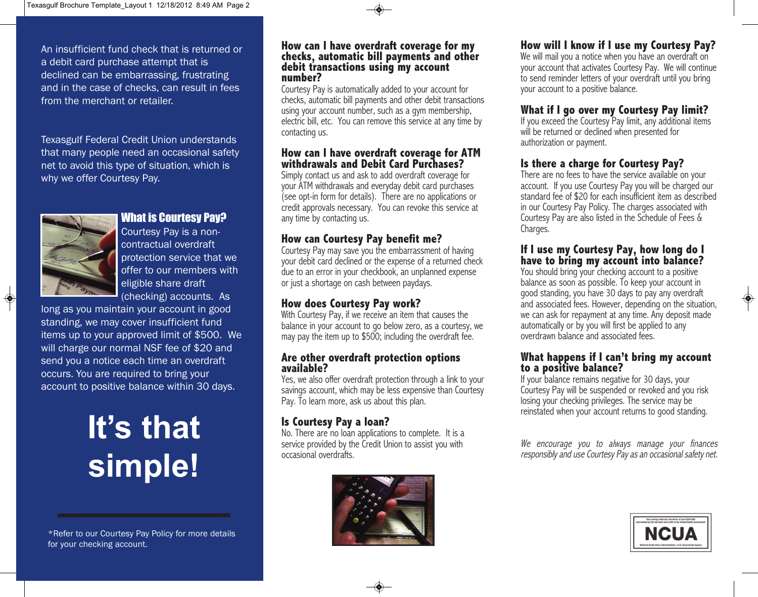An insufficient fund check that is returned or a debit card purchase attempt that is declined can be embarrassing, frustrating and in the case of checks, can result in fees from the merchant or retailer.

Texasgulf Federal Credit Union understands that many people need an occasional safety net to avoid this type of situation, which is why we offer Courtesy Pay.

## What is Courtesy Pay?

Courtesy Pay is a non-contractual overdraft protection service that we offer to our members with eligible share draft (checking) accounts. As long as you maintain your account in good standing, we may cover insufficient fund items up to your approved limit of $500. We will charge our normal NSF fee of $20 and send you a notice each time an overdraft occurs. You are required to bring your account to positive balance within 30 days.

# It's that simple!

*Refer to our Courtesy Pay Policy for more details for your checking account.

### How can I have overdraft coverage for my checks, automatic bill payments and other debit transactions using my account number?

Courtesy Pay is automatically added to your account for checks, automatic bill payments and other debit transactions using your account number, such as a gym membership, electric bill, etc. You can remove this service at any time by contacting us.

### How can I have overdraft coverage for ATM withdrawals and Debit Card Purchases?

Simply contact us and ask to add overdraft coverage for your ATM withdrawals and everyday debit card purchases (see opt-in form for details). There are no applications or credit approvals necessary. You can revoke this service at any time by contacting us.

### How can Courtesy Pay benefit me?

Courtesy Pay may save you the embarrassment of having your debit card declined or the expense of a returned check due to an error in your checkbook, an unplanned expense or just a shortage on cash between paydays.

### How does Courtesy Pay work?

With Courtesy Pay, if we receive an item that causes the balance in your account to go below zero, as a courtesy, we may pay the item up to $500; including the overdraft fee.

### Are other overdraft protection options available?

Yes, we also offer overdraft protection through a link to your savings account, which may be less expensive than Courtesy Pay. To learn more, ask us about this plan.

### Is Courtesy Pay a loan?

No. There are no loan applications to complete. It is a service provided by the Credit Union to assist you with occasional overdrafts.

### How will I know if I use my Courtesy Pay?

We will mail you a notice when you have an overdraft on your account that activates Courtesy Pay. We will continue to send reminder letters of your overdraft until you bring your account to a positive balance.

### What if I go over my Courtesy Pay limit?

If you exceed the Courtesy Pay limit, any additional items will be returned or declined when presented for authorization or payment.

### Is there a charge for Courtesy Pay?

There are no fees to have the service available on your account. If you use Courtesy Pay you will be charged our standard fee of $20 for each insufficient item as described in our Courtesy Pay Policy. The charges associated with Courtesy Pay are also listed in the Schedule of Fees & Charges.

### If I use my Courtesy Pay, how long do I have to bring my account into balance?

You should bring your checking account to a positive balance as soon as possible. To keep your account in good standing, you have 30 days to pay any overdraft and associated fees. However, depending on the situation, we can ask for repayment at any time. Any deposit made automatically or by you will first be applied to any overdrawn balance and associated fees.

### What happens if I can't bring my account to a positive balance?

If your balance remains negative for 30 days, your Courtesy Pay will be suspended or revoked and you risk losing your checking privileges. The service may be reinstated when your account returns to good standing.

*We encourage you to always manage your finances responsibly and use Courtesy Pay as an occasional safety net.*

Your savings federally insured to at least $250,000 and backed by the full faith and credit of the United States Government

NCUA

National Credit Union Administration, a U.S. Government Agency